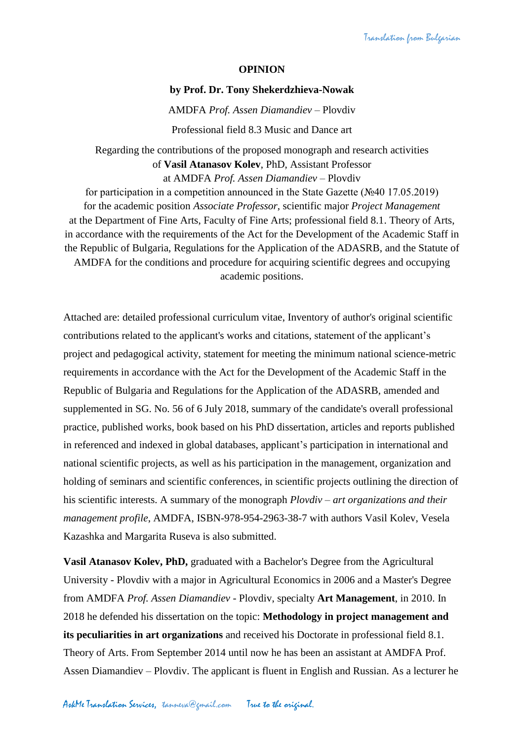*Translation from Bulgarian*

**OPINION**

**by Prof. Dr. Tony Shekerdzhieva-Nowak**

AMDFA *Prof. Assen Diamandiev* – Plovdiv

Professional field 8.3 Music and Dance art

Regarding the contributions of the proposed monograph and research activities of **Vasil Atanasov Kolev**, PhD, Assistant Professor at AMDFA *Prof. Assen Diamandiev* – Plovdiv for participation in a competition announced in the State Gazette (№40 17.05.2019) for the academic position *Associate Professor*, scientific major *Project Management* at the Department of Fine Arts, Faculty of Fine Arts; professional field 8.1. Theory of Arts, in accordance with the requirements of the Act for the Development of the Academic Staff in the Republic of Bulgaria, Regulations for the Application of the ADASRB, and the Statute of AMDFA for the conditions and procedure for acquiring scientific degrees and occupying academic positions.

Attached are: detailed professional curriculum vitae, Inventory of author's original scientific contributions related to the applicant's works and citations, statement of the applicant's project and pedagogical activity, statement for meeting the minimum national science-metric requirements in accordance with the Act for the Development of the Academic Staff in the Republic of Bulgaria and Regulations for the Application of the ADASRB, amended and supplemented in SG. No. 56 of 6 July 2018, summary of the candidate's overall professional practice, published works, book based on his PhD dissertation, articles and reports published in referenced and indexed in global databases, applicant's participation in international and national scientific projects, as well as his participation in the management, organization and holding of seminars and scientific conferences, in scientific projects outlining the direction of his scientific interests. A summary of the monograph *Plovdiv – art organizations and their management profile*, AMDFA, ISBN-978-954-2963-38-7 with authors Vasil Kolev, Vesela Kazashka and Margarita Ruseva is also submitted.

**Vasil Atanasov Kolev, PhD,** graduated with a Bachelor's Degree from the Agricultural University - Plovdiv with a major in Agricultural Economics in 2006 and a Master's Degree from AMDFA *Prof. Assen Diamandiev* - Plovdiv, specialty **Art Management**, in 2010. In 2018 he defended his dissertation on the topic: **Methodology in project management and its peculiarities in art organizations** and received his Doctorate in professional field 8.1. Theory of Arts. From September 2014 until now he has been an assistant at AMDFA Prof. Assen Diamandiev – Plovdiv. The applicant is fluent in English and Russian. As a lecturer he

*AskMe Translation Services, tanneva@gmail.com True to the original.*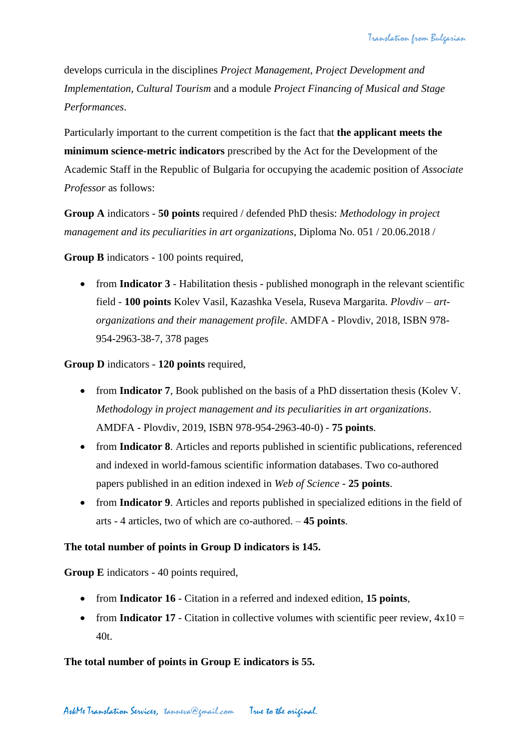develops curricula in the disciplines *Project Management, Project Development and Implementation, Cultural Tourism* and a module *Project Financing of Musical and Stage Performances*.

Particularly important to the current competition is the fact that **the applicant meets the minimum science-metric indicators** prescribed by the Act for the Development of the Academic Staff in the Republic of Bulgaria for occupying the academic position of *Associate Professor* as follows:

**Group A** indicators - **50 points** required / defended PhD thesis: *Methodology in project management and its peculiarities in art organizations*, Diploma No. 051 / 20.06.2018 /

**Group B** indicators - 100 points required,

- from **Indicator 3** - Habilitation thesis - published monograph in the relevant scientific field - **100 points** Kolev Vasil, Kazashka Vesela, Ruseva Margarita. *Plovdiv – art-organizations and their management profile*. AMDFA - Plovdiv, 2018, ISBN 978-954-2963-38-7, 378 pages

**Group D** indicators - **120 points** required,

- from **Indicator 7**, Book published on the basis of a PhD dissertation thesis (Kolev V. *Methodology in project management and its peculiarities in art organizations*. AMDFA - Plovdiv, 2019, ISBN 978-954-2963-40-0) - **75 points**.
- from **Indicator 8**. Articles and reports published in scientific publications, referenced and indexed in world-famous scientific information databases. Two co-authored papers published in an edition indexed in *Web of Science* - **25 points**.
- from **Indicator 9**. Articles and reports published in specialized editions in the field of arts - 4 articles, two of which are co-authored. – **45 points**.

**The total number of points in Group D indicators is 145.**

**Group E** indicators - 40 points required,

- from **Indicator 16** - Citation in a referred and indexed edition, **15 points**,
- from **Indicator 17** - Citation in collective volumes with scientific peer review, 4x10 = 40t.

**The total number of points in Group E indicators is 55.**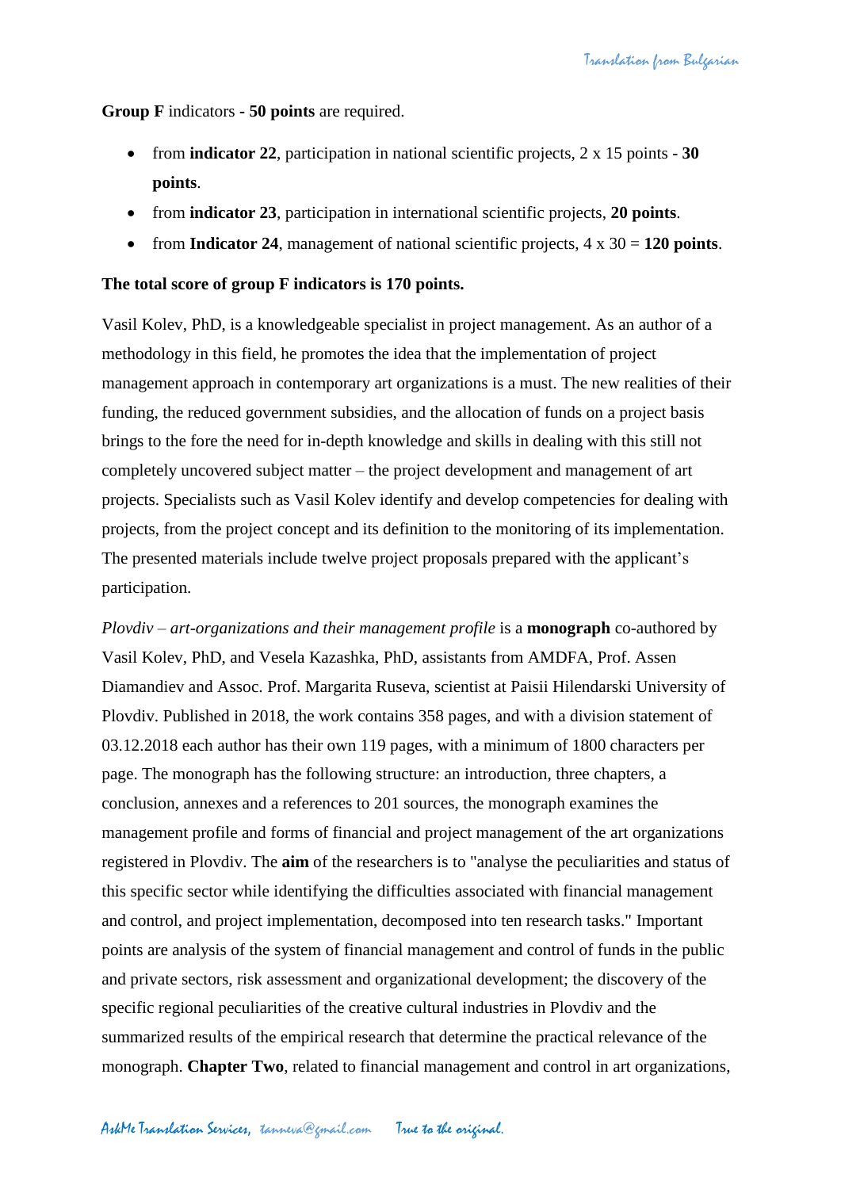**Group F** indicators **- 50 points** are required.

- from **indicator 22**, participation in national scientific projects, 2 x 15 points **- 30 points**.
- from **indicator 23**, participation in international scientific projects, **20 points**.
- from **Indicator 24**, management of national scientific projects, 4 x 30 = **120 points**.

**The total score of group F indicators is 170 points.**

Vasil Kolev, PhD, is a knowledgeable specialist in project management. As an author of a methodology in this field, he promotes the idea that the implementation of project management approach in contemporary art organizations is a must. The new realities of their funding, the reduced government subsidies, and the allocation of funds on a project basis brings to the fore the need for in-depth knowledge and skills in dealing with this still not completely uncovered subject matter – the project development and management of art projects. Specialists such as Vasil Kolev identify and develop competencies for dealing with projects, from the project concept and its definition to the monitoring of its implementation. The presented materials include twelve project proposals prepared with the applicant's participation.

*Plovdiv – art-organizations and their management profile* is a **monograph** co-authored by Vasil Kolev, PhD, and Vesela Kazashka, PhD, assistants from AMDFA, Prof. Assen Diamandiev and Assoc. Prof. Margarita Ruseva, scientist at Paisii Hilendarski University of Plovdiv. Published in 2018, the work contains 358 pages, and with a division statement of 03.12.2018 each author has their own 119 pages, with a minimum of 1800 characters per page. The monograph has the following structure: an introduction, three chapters, a conclusion, annexes and a references to 201 sources, the monograph examines the management profile and forms of financial and project management of the art organizations registered in Plovdiv. The **aim** of the researchers is to "analyse the peculiarities and status of this specific sector while identifying the difficulties associated with financial management and control, and project implementation, decomposed into ten research tasks." Important points are analysis of the system of financial management and control of funds in the public and private sectors, risk assessment and organizational development; the discovery of the specific regional peculiarities of the creative cultural industries in Plovdiv and the summarized results of the empirical research that determine the practical relevance of the monograph. **Chapter Two**, related to financial management and control in art organizations,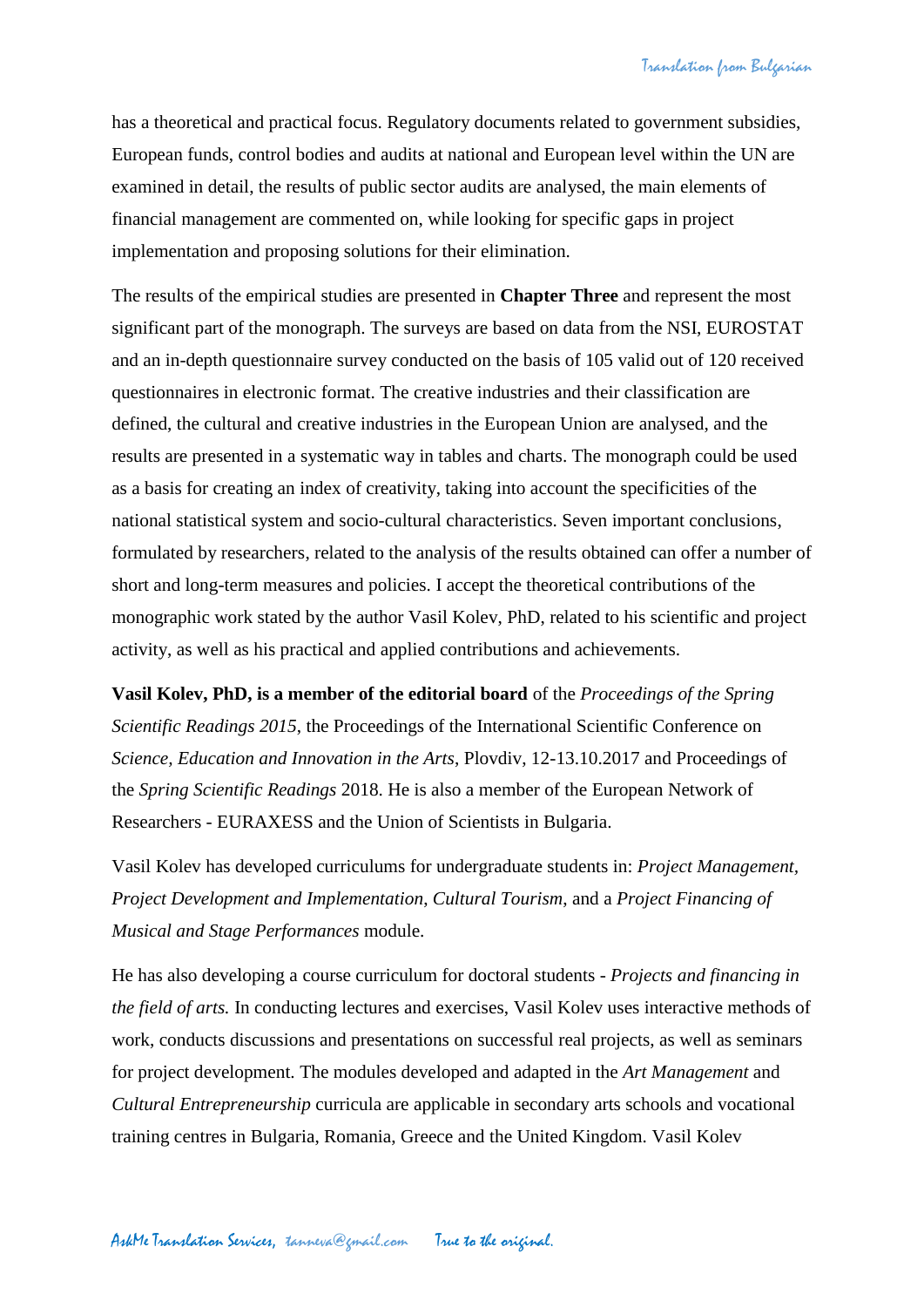has a theoretical and practical focus. Regulatory documents related to government subsidies, European funds, control bodies and audits at national and European level within the UN are examined in detail, the results of public sector audits are analysed, the main elements of financial management are commented on, while looking for specific gaps in project implementation and proposing solutions for their elimination.

The results of the empirical studies are presented in **Chapter Three** and represent the most significant part of the monograph. The surveys are based on data from the NSI, EUROSTAT and an in-depth questionnaire survey conducted on the basis of 105 valid out of 120 received questionnaires in electronic format. The creative industries and their classification are defined, the cultural and creative industries in the European Union are analysed, and the results are presented in a systematic way in tables and charts. The monograph could be used as a basis for creating an index of creativity, taking into account the specificities of the national statistical system and socio-cultural characteristics. Seven important conclusions, formulated by researchers, related to the analysis of the results obtained can offer a number of short and long-term measures and policies. I accept the theoretical contributions of the monographic work stated by the author Vasil Kolev, PhD, related to his scientific and project activity, as well as his practical and applied contributions and achievements.

**Vasil Kolev, PhD, is a member of the editorial board** of the *Proceedings of the Spring Scientific Readings 2015*, the Proceedings of the International Scientific Conference on *Science, Education and Innovation in the Arts*, Plovdiv, 12-13.10.2017 and Proceedings of the *Spring Scientific Readings* 2018. He is also a member of the European Network of Researchers - EURAXESS and the Union of Scientists in Bulgaria.

Vasil Kolev has developed curriculums for undergraduate students in: *Project Management, Project Development and Implementation*, *Cultural Tourism*, and a *Project Financing of Musical and Stage Performances* module.

He has also developing a course curriculum for doctoral students - *Projects and financing in the field of arts.* In conducting lectures and exercises, Vasil Kolev uses interactive methods of work, conducts discussions and presentations on successful real projects, as well as seminars for project development. The modules developed and adapted in the *Art Management* and *Cultural Entrepreneurship* curricula are applicable in secondary arts schools and vocational training centres in Bulgaria, Romania, Greece and the United Kingdom. Vasil Kolev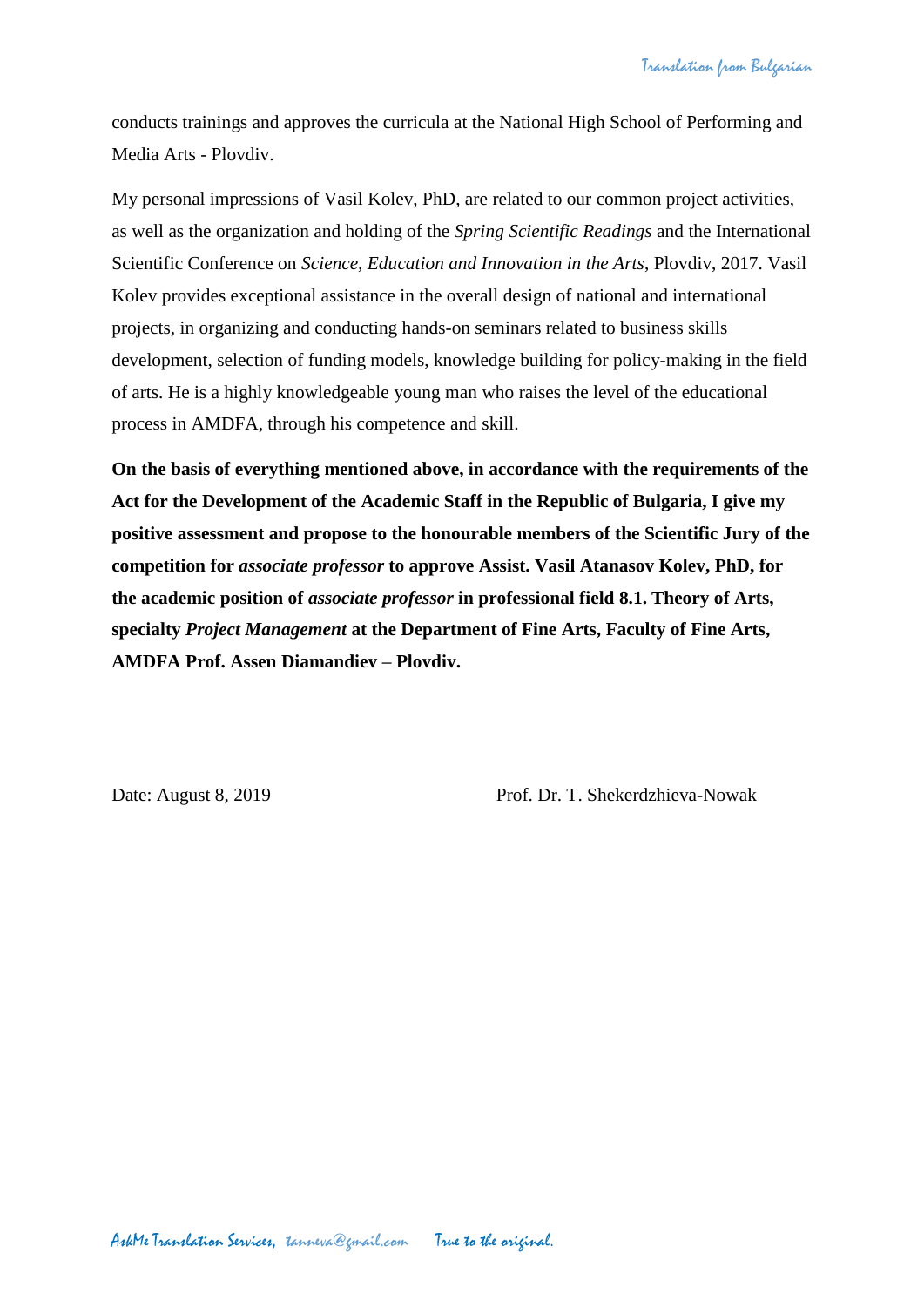conducts trainings and approves the curricula at the National High School of Performing and Media Arts - Plovdiv.

My personal impressions of Vasil Kolev, PhD, are related to our common project activities, as well as the organization and holding of the *Spring Scientific Readings* and the International Scientific Conference on *Science, Education and Innovation in the Arts*, Plovdiv, 2017. Vasil Kolev provides exceptional assistance in the overall design of national and international projects, in organizing and conducting hands-on seminars related to business skills development, selection of funding models, knowledge building for policy-making in the field of arts. He is a highly knowledgeable young man who raises the level of the educational process in AMDFA, through his competence and skill.

**On the basis of everything mentioned above, in accordance with the requirements of the Act for the Development of the Academic Staff in the Republic of Bulgaria, I give my positive assessment and propose to the honourable members of the Scientific Jury of the competition for *associate professor* to approve Assist. Vasil Atanasov Kolev, PhD, for the academic position of *associate professor* in professional field 8.1. Theory of Arts, specialty *Project Management* at the Department of Fine Arts, Faculty of Fine Arts, AMDFA Prof. Assen Diamandiev – Plovdiv.**

Date: August 8, 2019 Prof. Dr. T. Shekerdzhieva-Nowak